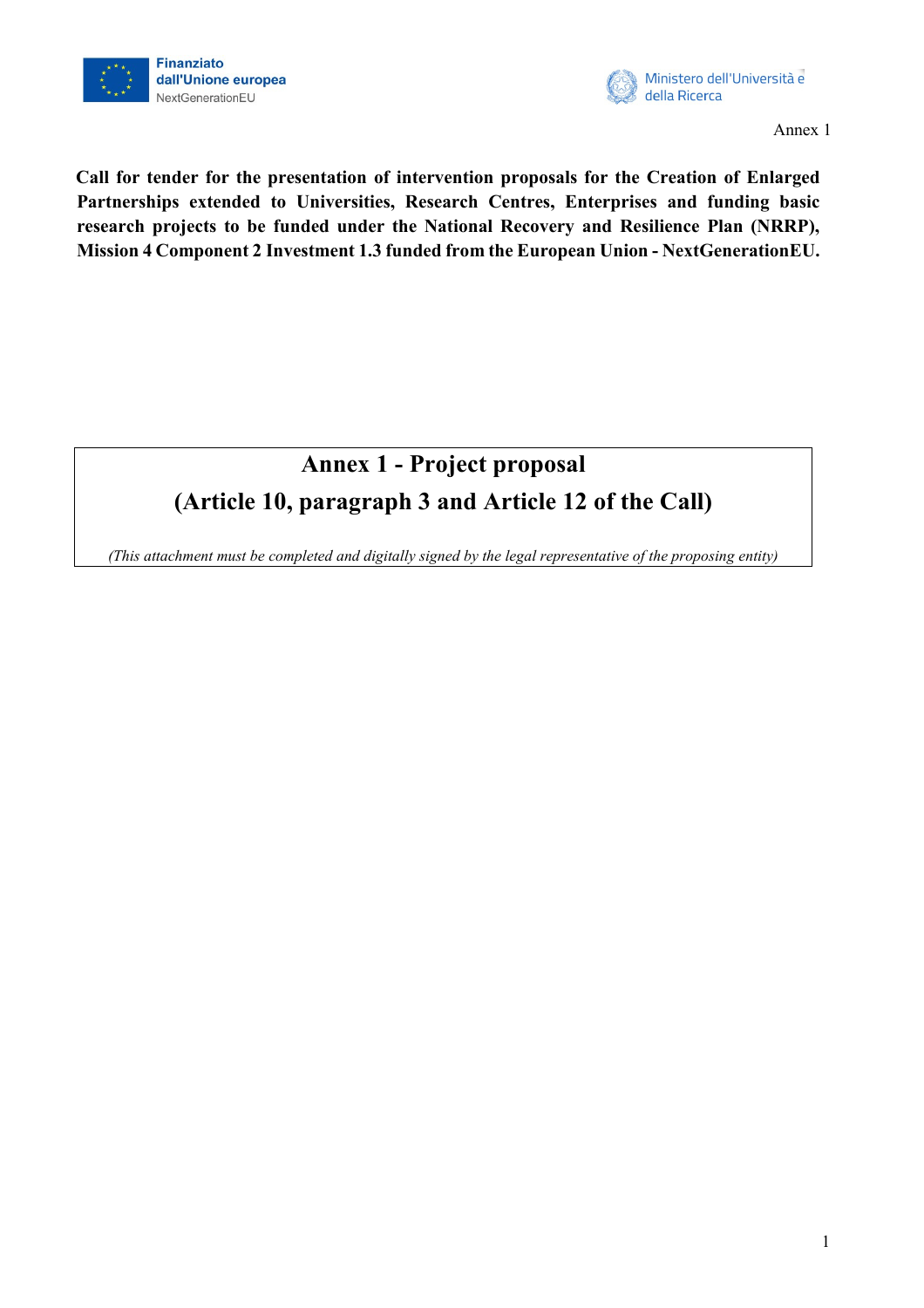Finanziato dall'Unione europea
NextGenerationEU

Ministero dell'Università e della Ricerca

Annex 1

**Call for tender for the presentation of intervention proposals for the Creation of Enlarged Partnerships extended to Universities, Research Centres, Enterprises and funding basic research projects to be funded under the National Recovery and Resilience Plan (NRRP), Mission 4 Component 2 Investment 1.3 funded from the European Union - NextGenerationEU.**

# Annex 1 - Project proposal

# (Article 10, paragraph 3 and Article 12 of the Call)

*(This attachment must be completed and digitally signed by the legal representative of the proposing entity)*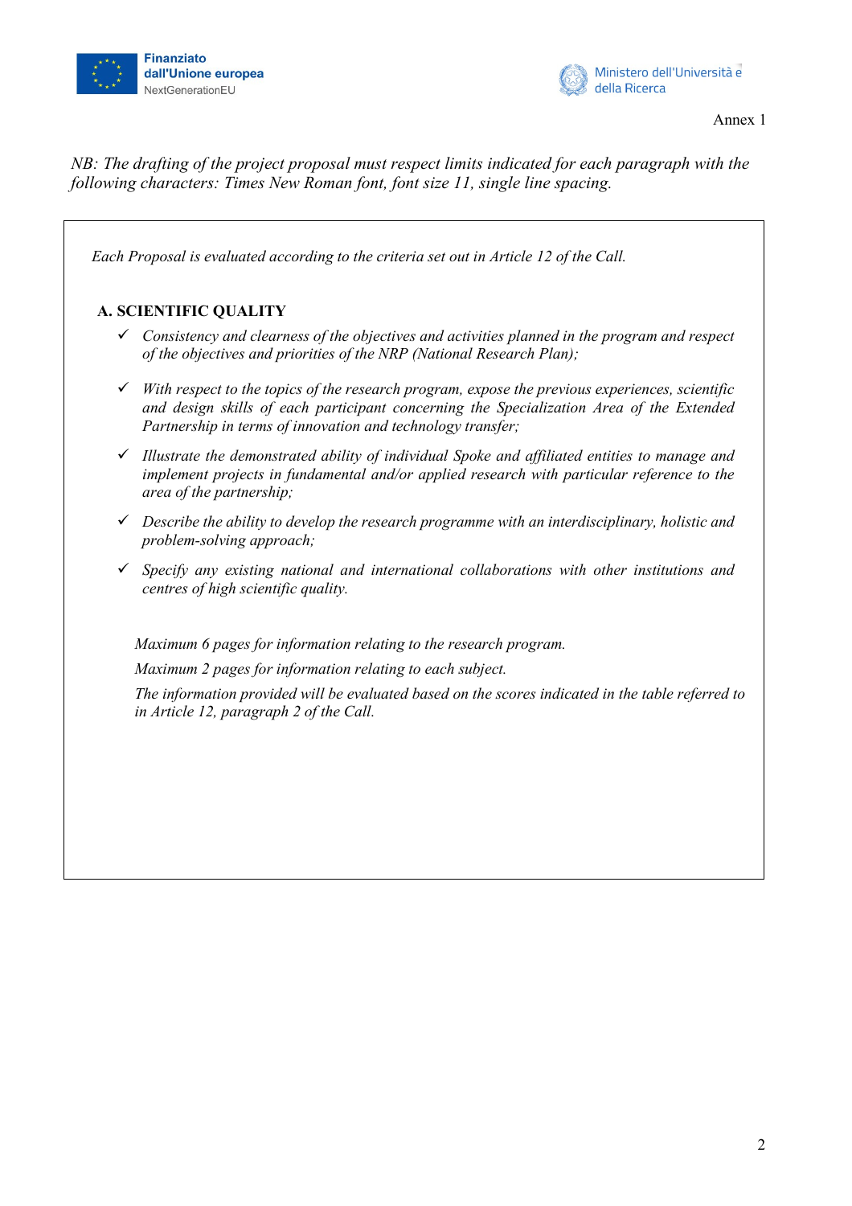Annex 1

*NB: The drafting of the project proposal must respect limits indicated for each paragraph with the following characters: Times New Roman font, font size 11, single line spacing.*

*Each Proposal is evaluated according to the criteria set out in Article 12 of the Call.*

**A. SCIENTIFIC QUALITY**

- ✓ *Consistency and clearness of the objectives and activities planned in the program and respect of the objectives and priorities of the NRP (National Research Plan);*
- ✓ *With respect to the topics of the research program, expose the previous experiences, scientific and design skills of each participant concerning the Specialization Area of the Extended Partnership in terms of innovation and technology transfer;*
- ✓ *Illustrate the demonstrated ability of individual Spoke and affiliated entities to manage and implement projects in fundamental and/or applied research with particular reference to the area of the partnership;*
- ✓ *Describe the ability to develop the research programme with an interdisciplinary, holistic and problem-solving approach;*
- ✓ *Specify any existing national and international collaborations with other institutions and centres of high scientific quality.*

*Maximum 6 pages for information relating to the research program.*

*Maximum 2 pages for information relating to each subject.*

*The information provided will be evaluated based on the scores indicated in the table referred to in Article 12, paragraph 2 of the Call.*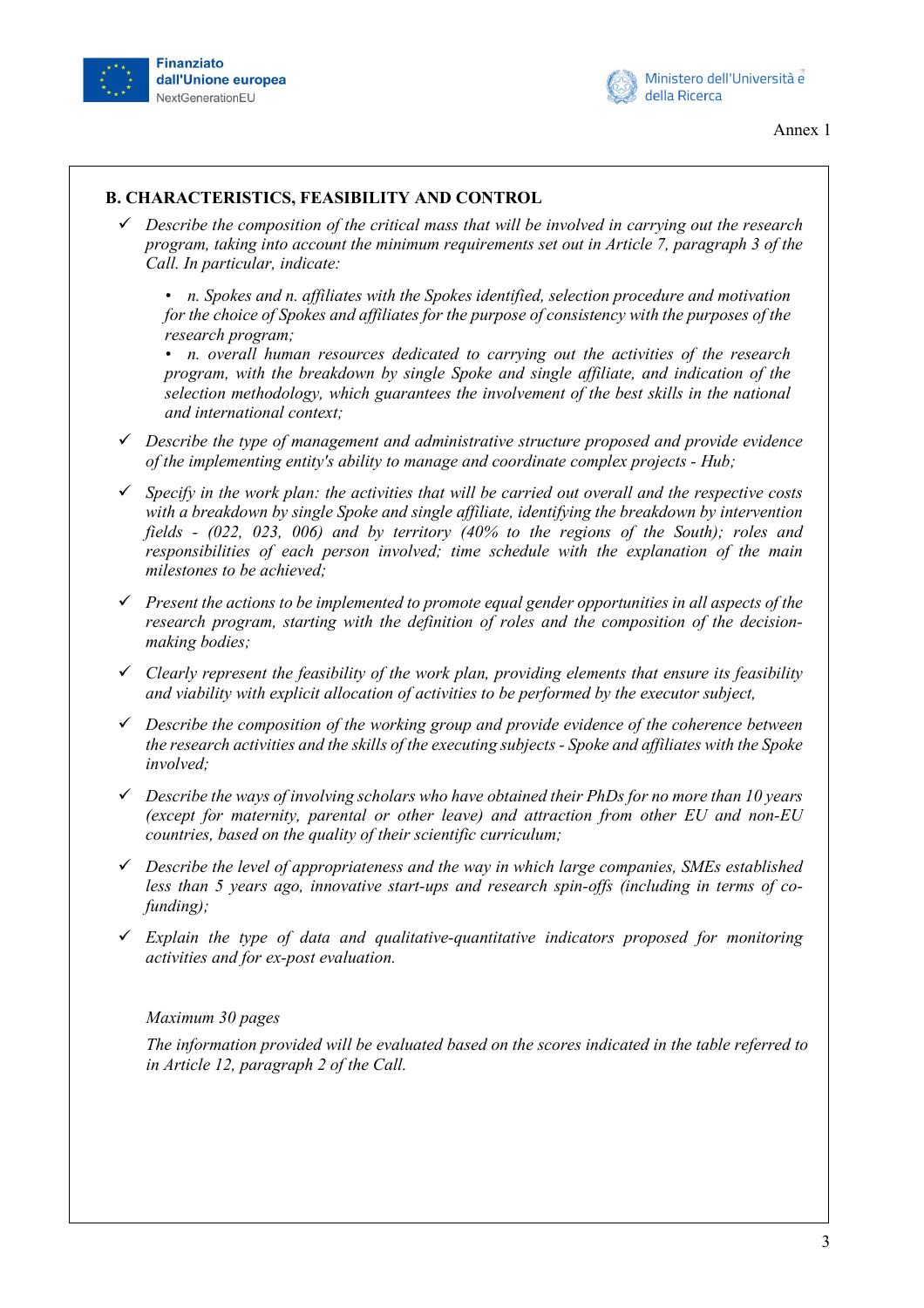## B. CHARACTERISTICS, FEASIBILITY AND CONTROL

- ✓ *Describe the composition of the critical mass that will be involved in carrying out the research program, taking into account the minimum requirements set out in Article 7, paragraph 3 of the Call. In particular, indicate:*

  - *n. Spokes and n. affiliates with the Spokes identified, selection procedure and motivation for the choice of Spokes and affiliates for the purpose of consistency with the purposes of the research program;*
  - *n. overall human resources dedicated to carrying out the activities of the research program, with the breakdown by single Spoke and single affiliate, and indication of the selection methodology, which guarantees the involvement of the best skills in the national and international context;*

- ✓ *Describe the type of management and administrative structure proposed and provide evidence of the implementing entity's ability to manage and coordinate complex projects - Hub;*

- ✓ *Specify in the work plan: the activities that will be carried out overall and the respective costs with a breakdown by single Spoke and single affiliate, identifying the breakdown by intervention fields - (022, 023, 006) and by territory (40% to the regions of the South); roles and responsibilities of each person involved; time schedule with the explanation of the main milestones to be achieved;*

- ✓ *Present the actions to be implemented to promote equal gender opportunities in all aspects of the research program, starting with the definition of roles and the composition of the decision-making bodies;*

- ✓ *Clearly represent the feasibility of the work plan, providing elements that ensure its feasibility and viability with explicit allocation of activities to be performed by the executor subject,*

- ✓ *Describe the composition of the working group and provide evidence of the coherence between the research activities and the skills of the executing subjects - Spoke and affiliates with the Spoke involved;*

- ✓ *Describe the ways of involving scholars who have obtained their PhDs for no more than 10 years (except for maternity, parental or other leave) and attraction from other EU and non-EU countries, based on the quality of their scientific curriculum;*

- ✓ *Describe the level of appropriateness and the way in which large companies, SMEs established less than 5 years ago, innovative start-ups and research spin-offs (including in terms of co-funding);*

- ✓ *Explain the type of data and qualitative-quantitative indicators proposed for monitoring activities and for ex-post evaluation.*

*Maximum 30 pages*

*The information provided will be evaluated based on the scores indicated in the table referred to in Article 12, paragraph 2 of the Call.*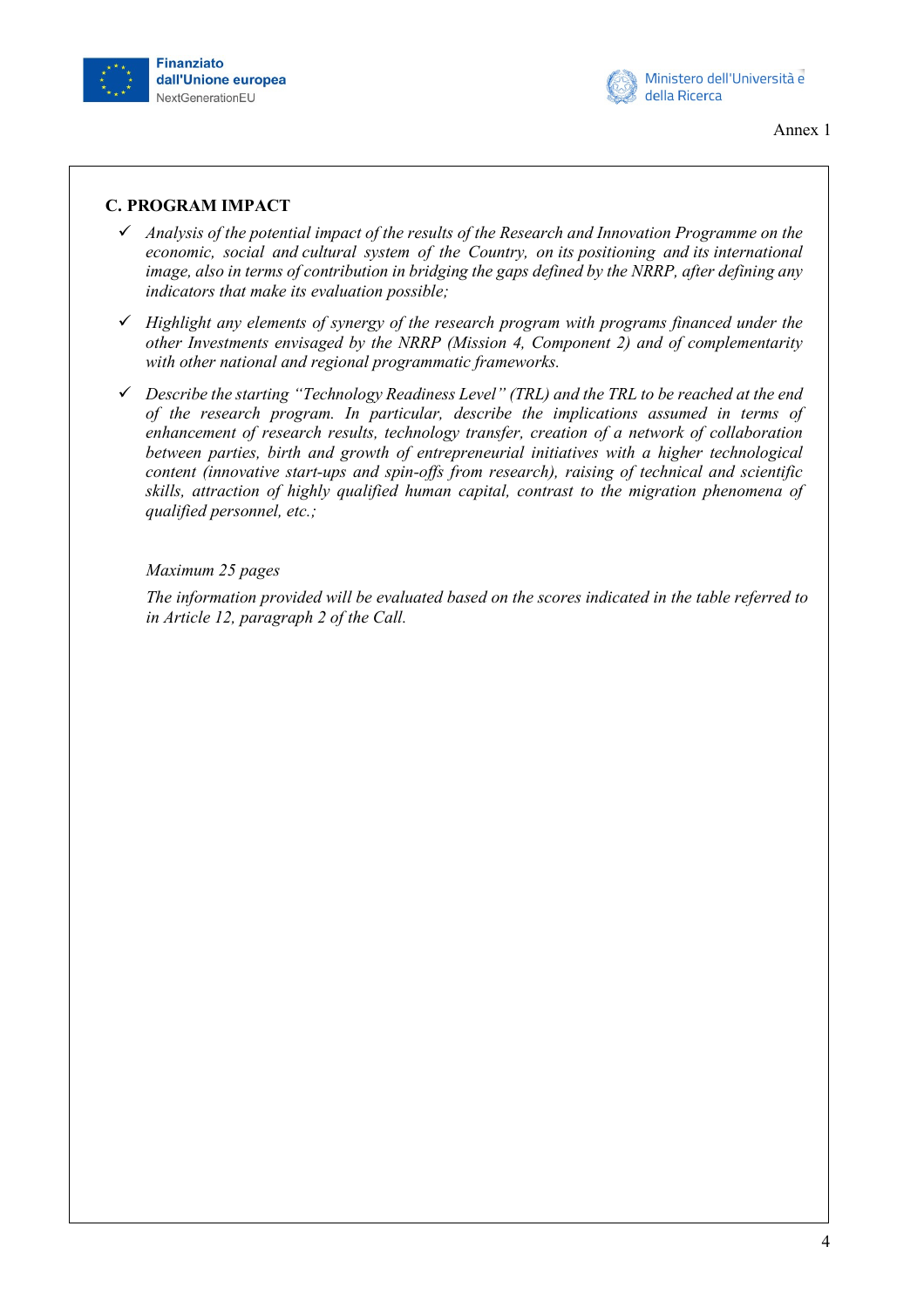Annex 1

## C. PROGRAM IMPACT

- ✓ *Analysis of the potential impact of the results of the Research and Innovation Programme on the economic, social and cultural system of the Country, on its positioning and its international image, also in terms of contribution in bridging the gaps defined by the NRRP, after defining any indicators that make its evaluation possible;*
- ✓ *Highlight any elements of synergy of the research program with programs financed under the other Investments envisaged by the NRRP (Mission 4, Component 2) and of complementarity with other national and regional programmatic frameworks.*
- ✓ *Describe the starting "Technology Readiness Level" (TRL) and the TRL to be reached at the end of the research program. In particular, describe the implications assumed in terms of enhancement of research results, technology transfer, creation of a network of collaboration between parties, birth and growth of entrepreneurial initiatives with a higher technological content (innovative start-ups and spin-offs from research), raising of technical and scientific skills, attraction of highly qualified human capital, contrast to the migration phenomena of qualified personnel, etc.;*

*Maximum 25 pages*

*The information provided will be evaluated based on the scores indicated in the table referred to in Article 12, paragraph 2 of the Call.*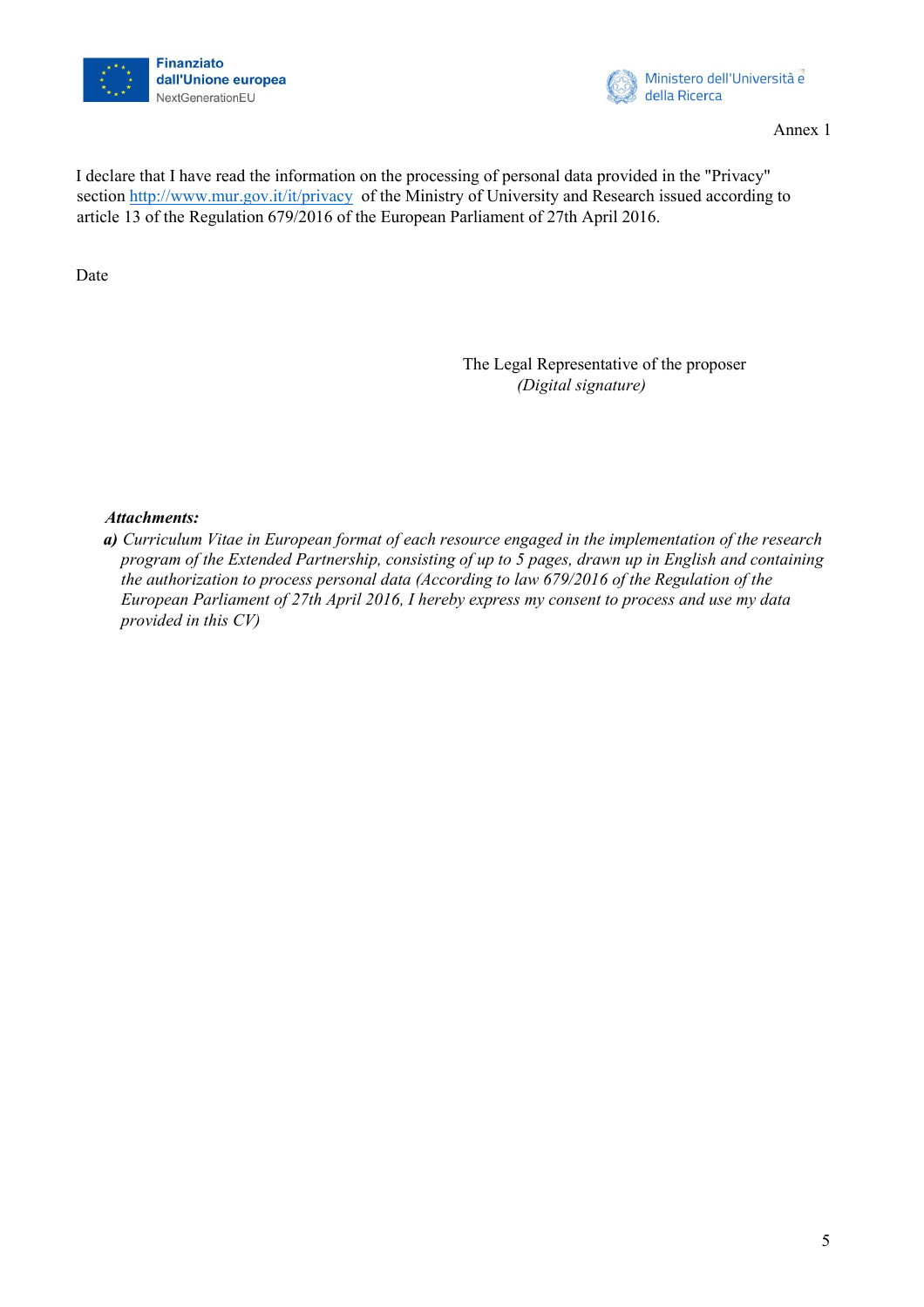Annex 1

I declare that I have read the information on the processing of personal data provided in the "Privacy" section http://www.mur.gov.it/it/privacy of the Ministry of University and Research issued according to article 13 of the Regulation 679/2016 of the European Parliament of 27th April 2016.

Date

The Legal Representative of the proposer
*(Digital signature)*

***Attachments:***

***a)*** *Curriculum Vitae in European format of each resource engaged in the implementation of the research program of the Extended Partnership, consisting of up to 5 pages, drawn up in English and containing the authorization to process personal data (According to law 679/2016 of the Regulation of the European Parliament of 27th April 2016, I hereby express my consent to process and use my data provided in this CV)*